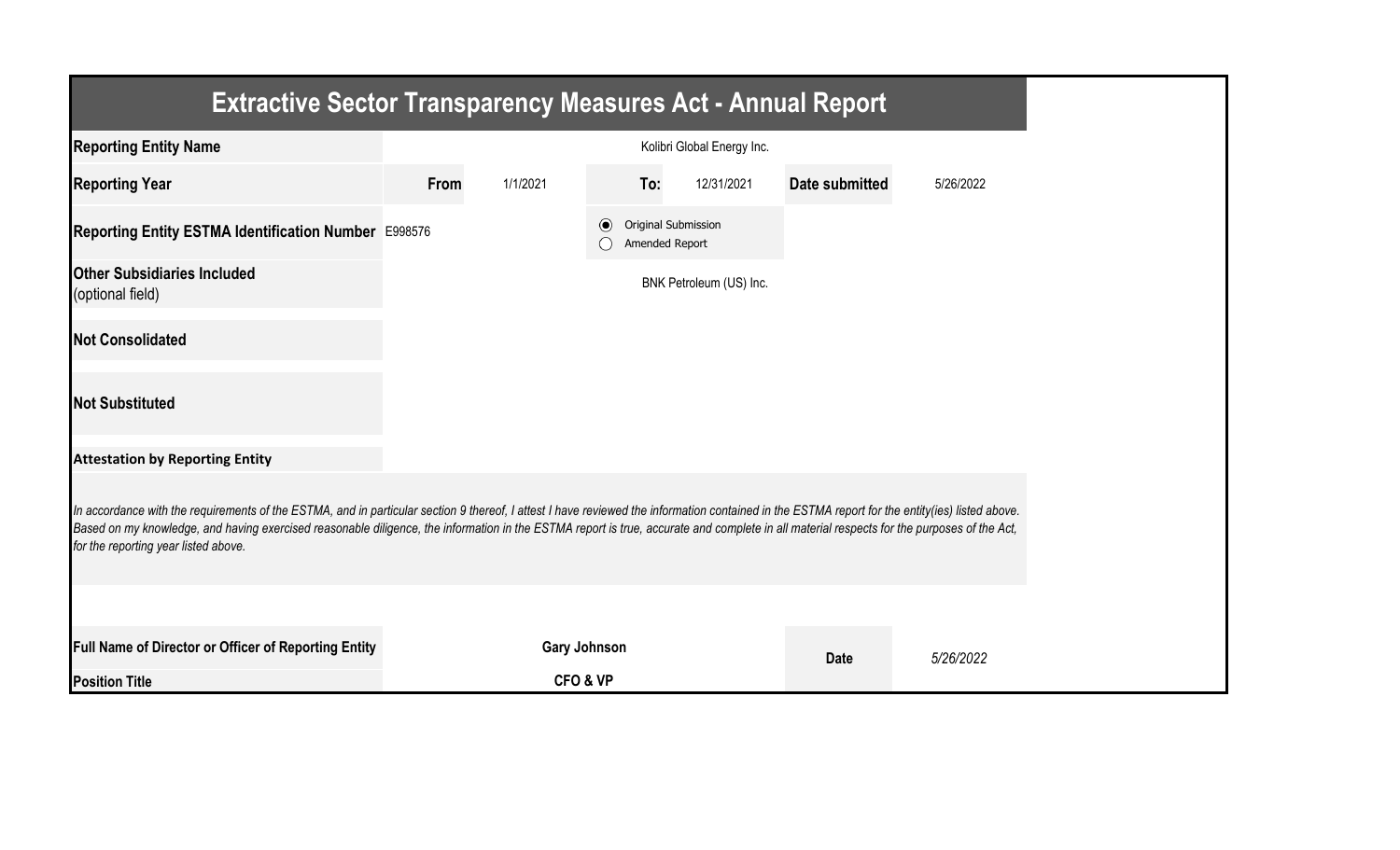# Extractive Sector Transparency Measures Act - Annual Report

| | | | | | | |
|---|---|---|---|---|---|---|
| **Reporting Entity Name** | Kolibri Global Energy Inc. | | | | | |
| **Reporting Year** | **From** | 1/1/2021 | **To:** | 12/31/2021 | **Date submitted** | 5/26/2022 |
| **Reporting Entity ESTMA Identification Number** | E998576 | | ◉ Original Submission ○ Amended Report | | | |
| **Other Subsidiaries Included** (optional field) | BNK Petroleum (US) Inc. | | | | | |
| **Not Consolidated** | | | | | | |
| **Not Substituted** | | | | | | |

**Attestation by Reporting Entity**

*In accordance with the requirements of the ESTMA, and in particular section 9 thereof, I attest I have reviewed the information contained in the ESTMA report for the entity(ies) listed above. Based on my knowledge, and having exercised reasonable diligence, the information in the ESTMA report is true, accurate and complete in all material respects for the purposes of the Act, for the reporting year listed above.*

| | | | |
|---|---|---|---|
| **Full Name of Director or Officer of Reporting Entity** | **Gary Johnson** | **Date** | *5/26/2022* |
| **Position Title** | **CFO & VP** | | |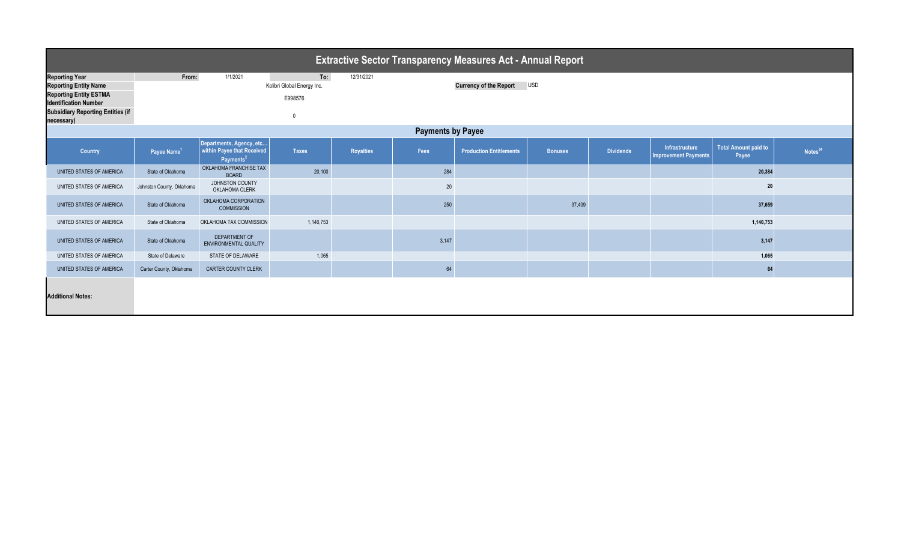# Extractive Sector Transparency Measures Act - Annual Report

| | | | | |
|---|---|---|---|---|
| **Reporting Year** | **From:** | 1/1/2021 | **To:** | 12/31/2021 |
| **Reporting Entity Name** | Kolibri Global Energy Inc. | | **Currency of the Report** | USD |
| **Reporting Entity ESTMA Identification Number** | E998576 | | | |
| **Subsidiary Reporting Entities (if necessary)** | 0 | | | |

## Payments by Payee

| Country | Payee Name[1] | Departments, Agency, etc… within Payee that Received Payments[2] | Taxes | Royalties | Fees | Production Entitlements | Bonuses | Dividends | Infrastructure Improvement Payments | Total Amount paid to Payee | Notes[34] |
|---|---|---|---|---|---|---|---|---|---|---|---|
| UNITED STATES OF AMERICA | State of Oklahoma | OKLAHOMA FRANCHISE TAX BOARD | 20,100 | | 284 | | | | | **20,384** | |
| UNITED STATES OF AMERICA | Johnston County, Oklahoma | JOHNSTON COUNTY OKLAHOMA CLERK | | | 20 | | | | | **20** | |
| UNITED STATES OF AMERICA | State of Oklahoma | OKLAHOMA CORPORATION COMMISSION | | | 250 | | 37,409 | | | **37,659** | |
| UNITED STATES OF AMERICA | State of Oklahoma | OKLAHOMA TAX COMMISSION | 1,140,753 | | | | | | | **1,140,753** | |
| UNITED STATES OF AMERICA | State of Oklahoma | DEPARTMENT OF ENVIRONMENTAL QUALITY | | | 3,147 | | | | | **3,147** | |
| UNITED STATES OF AMERICA | State of Delaware | STATE OF DELAWARE | 1,065 | | | | | | | **1,065** | |
| UNITED STATES OF AMERICA | Carter County, Oklahoma | CARTER COUNTY CLERK | | | 64 | | | | | **64** | |

**Additional Notes:**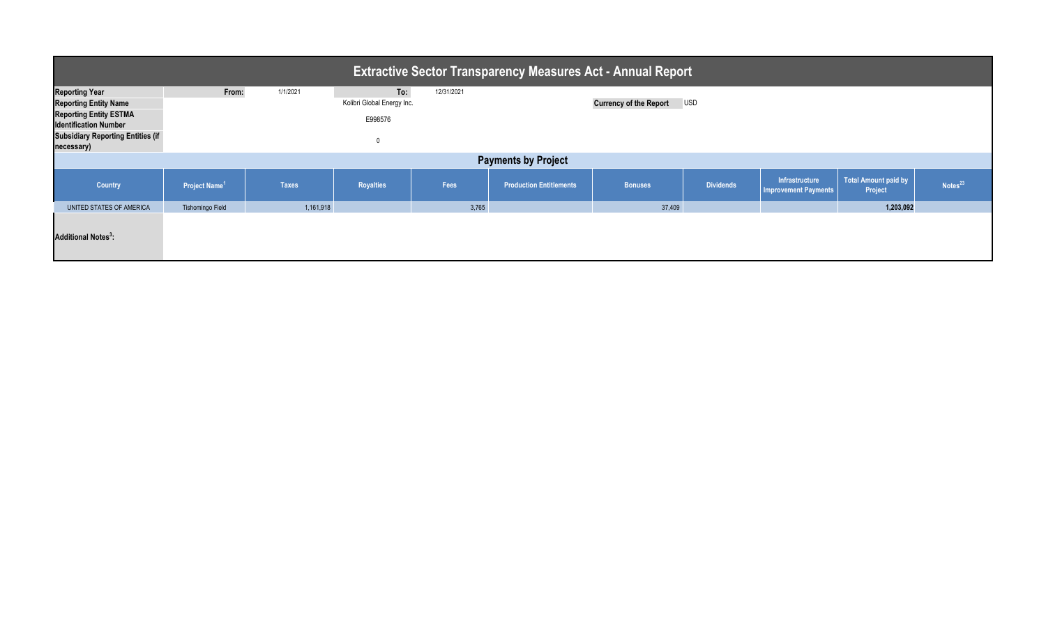# Extractive Sector Transparency Measures Act - Annual Report

| | | | | |
|---|---|---|---|---|
| **Reporting Year** | From: | 1/1/2021 | To: | 12/31/2021 |
| **Reporting Entity Name** | Kolibri Global Energy Inc. | | **Currency of the Report** | USD |
| **Reporting Entity ESTMA Identification Number** | E998576 | | | |
| **Subsidiary Reporting Entities (if necessary)** | 0 | | | |

## Payments by Project

| Country | Project Name[1] | Taxes | Royalties | Fees | Production Entitlements | Bonuses | Dividends | Infrastructure Improvement Payments | Total Amount paid by Project | Notes[23] |
|---|---|---|---|---|---|---|---|---|---|---|
| UNITED STATES OF AMERICA | Tishomingo Field | 1,161,918 | | 3,765 | | 37,409 | | | **1,203,092** | |

**Additional Notes[3]:**